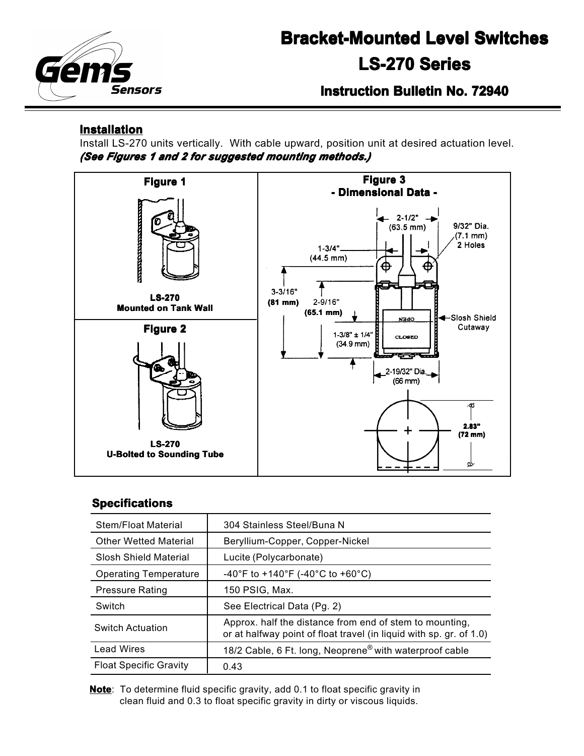# Bracket-Mounted Level Switches

## LS-270 Series

### Instruction Bulletin No. 72940

### Installation

Install LS-270 units vertically. With cable upward, position unit at desired actuation level.
***(See Figures 1 and 2 for suggested mounting methods.)***

**Figure 1**

**LS-270**
**Mounted on Tank Wall**

**Figure 2**

**LS-270**
**U-Bolted to Sounding Tube**

**Figure 3**
**- Dimensional Data -**

2-1/2" (63.5 mm)
9/32" Dia. (7.1 mm) 2 Holes
1-3/4" (44.5 mm)
3-3/16" **(81 mm)**
2-9/16" **(65.1 mm)**
1-3/8" ± 1/4" (34.9 mm)
OPEN
CLOSED
Slosh Shield Cutaway
2-19/32" Dia. (66 mm)
**2.83" (72 mm)**

## Specifications

| | |
|---|---|
| Stem/Float Material | 304 Stainless Steel/Buna N |
| Other Wetted Material | Beryllium-Copper, Copper-Nickel |
| Slosh Shield Material | Lucite (Polycarbonate) |
| Operating Temperature | -40°F to +140°F (-40°C to +60°C) |
| Pressure Rating | 150 PSIG, Max. |
| Switch | See Electrical Data (Pg. 2) |
| Switch Actuation | Approx. half the distance from end of stem to mounting, or at halfway point of float travel (in liquid with sp. gr. of 1.0) |
| Lead Wires | 18/2 Cable, 6 Ft. long, Neoprene® with waterproof cable |
| Float Specific Gravity | 0.43 |

**Note**: To determine fluid specific gravity, add 0.1 to float specific gravity in clean fluid and 0.3 to float specific gravity in dirty or viscous liquids.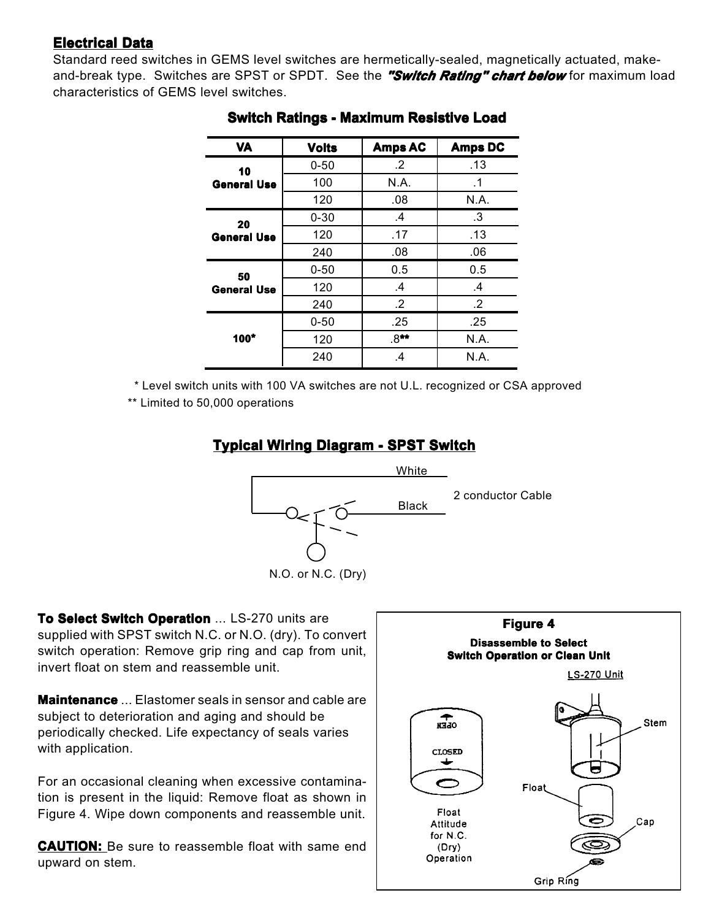## Electrical Data

Standard reed switches in GEMS level switches are hermetically-sealed, magnetically actuated, make-and-break type. Switches are SPST or SPDT. See the ***"Switch Rating" chart below*** for maximum load characteristics of GEMS level switches.

### Switch Ratings - Maximum Resistive Load

| VA | Volts | Amps AC | Amps DC |
|---|---|---|---|
| **10 General Use** | 0-50 | .2 | .13 |
| | 100 | N.A. | .1 |
| | 120 | .08 | N.A. |
| **20 General Use** | 0-30 | .4 | .3 |
| | 120 | .17 | .13 |
| | 240 | .08 | .06 |
| **50 General Use** | 0-50 | 0.5 | 0.5 |
| | 120 | .4 | .4 |
| | 240 | .2 | .2 |
| **100*** | 0-50 | .25 | .25 |
| | 120 | .8** | N.A. |
| | 240 | .4 | N.A. |

\* Level switch units with 100 VA switches are not U.L. recognized or CSA approved

** Limited to 50,000 operations

### Typical Wiring Diagram - SPST Switch

White

Black

2 conductor Cable

N.O. or N.C. (Dry)

**To Select Switch Operation** ... LS-270 units are supplied with SPST switch N.C. or N.O. (dry). To convert switch operation: Remove grip ring and cap from unit, invert float on stem and reassemble unit.

**Maintenance** ... Elastomer seals in sensor and cable are subject to deterioration and aging and should be periodically checked. Life expectancy of seals varies with application.

For an occasional cleaning when excessive contamination is present in the liquid: Remove float as shown in Figure 4. Wipe down components and reassemble unit.

**CAUTION:** Be sure to reassemble float with same end upward on stem.

**Figure 4**

**Disassemble to Select Switch Operation or Clean Unit**

LS-270 Unit

OPEN

CLOSED

Float Attitude for N.C. (Dry) Operation

Stem

Float

Cap

Grip Ring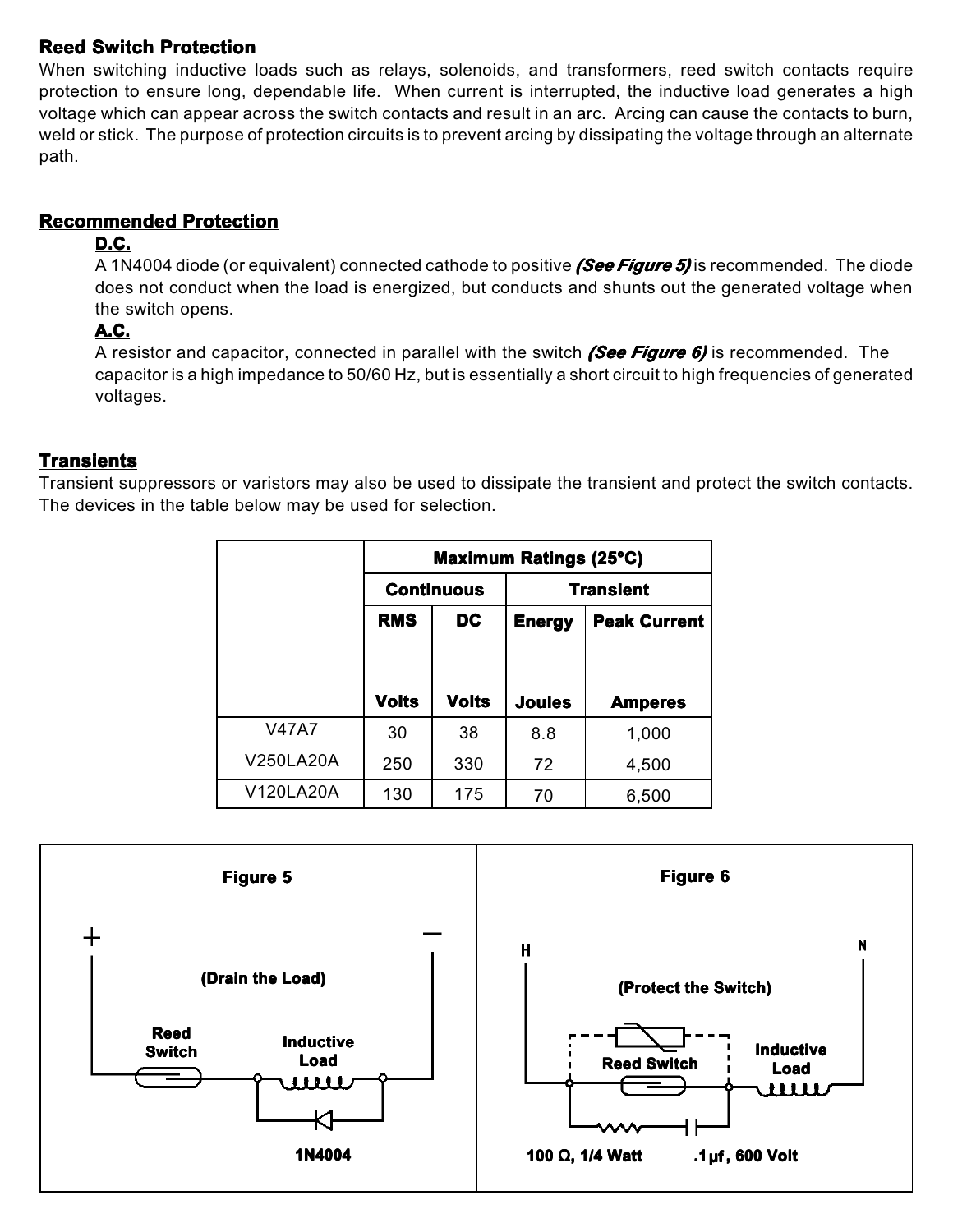## Reed Switch Protection

When switching inductive loads such as relays, solenoids, and transformers, reed switch contacts require protection to ensure long, dependable life. When current is interrupted, the inductive load generates a high voltage which can appear across the switch contacts and result in an arc. Arcing can cause the contacts to burn, weld or stick. The purpose of protection circuits is to prevent arcing by dissipating the voltage through an alternate path.

## Recommended Protection

### D.C.

A 1N4004 diode (or equivalent) connected cathode to positive ***(See Figure 5)*** is recommended. The diode does not conduct when the load is energized, but conducts and shunts out the generated voltage when the switch opens.

### A.C.

A resistor and capacitor, connected in parallel with the switch ***(See Figure 6)*** is recommended. The capacitor is a high impedance to 50/60 Hz, but is essentially a short circuit to high frequencies of generated voltages.

## Transients

Transient suppressors or varistors may also be used to dissipate the transient and protect the switch contacts. The devices in the table below may be used for selection.

| | Maximum Ratings (25°C) | | | |
|---|---|---|---|---|
| | Continuous | | Transient | |
| | RMS Volts | DC Volts | Energy Joules | Peak Current Amperes |
| V47A7 | 30 | 38 | 8.8 | 1,000 |
| V250LA20A | 250 | 330 | 72 | 4,500 |
| V120LA20A | 130 | 175 | 70 | 6,500 |

**Figure 5**

(Drain the Load)

+ Reed Switch, Inductive Load, 1N4004 −

**Figure 6**

(Protect the Switch)

H Reed Switch, Inductive Load N

100 Ω, 1/4 Watt .1 µf, 600 Volt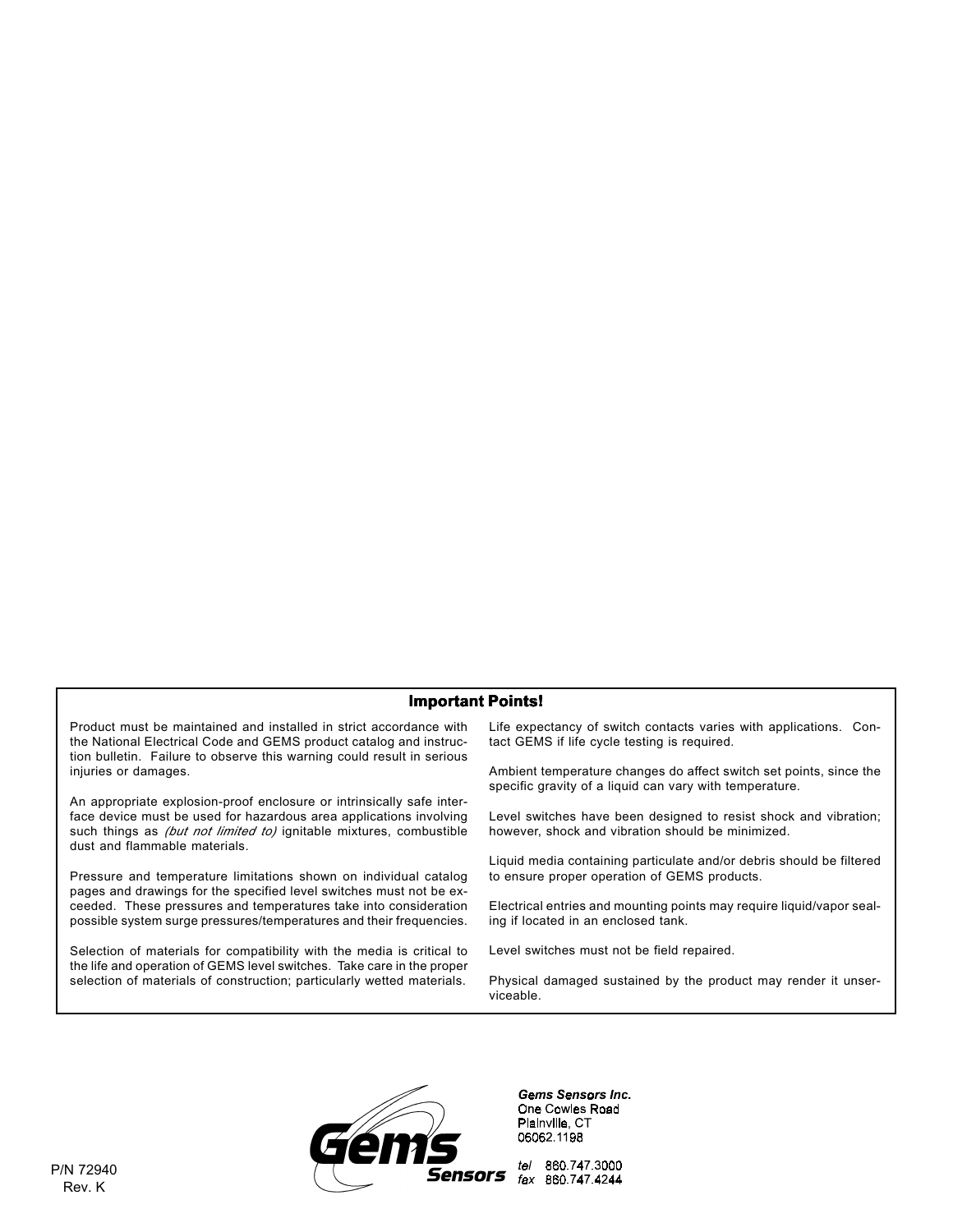## Important Points!

Product must be maintained and installed in strict accordance with the National Electrical Code and GEMS product catalog and instruction bulletin. Failure to observe this warning could result in serious injuries or damages.

An appropriate explosion-proof enclosure or intrinsically safe interface device must be used for hazardous area applications involving such things as *(but not limited to)* ignitable mixtures, combustible dust and flammable materials.

Pressure and temperature limitations shown on individual catalog pages and drawings for the specified level switches must not be exceeded. These pressures and temperatures take into consideration possible system surge pressures/temperatures and their frequencies.

Selection of materials for compatibility with the media is critical to the life and operation of GEMS level switches. Take care in the proper selection of materials of construction; particularly wetted materials.

Life expectancy of switch contacts varies with applications. Contact GEMS if life cycle testing is required.

Ambient temperature changes do affect switch set points, since the specific gravity of a liquid can vary with temperature.

Level switches have been designed to resist shock and vibration; however, shock and vibration should be minimized.

Liquid media containing particulate and/or debris should be filtered to ensure proper operation of GEMS products.

Electrical entries and mounting points may require liquid/vapor sealing if located in an enclosed tank.

Level switches must not be field repaired.

Physical damaged sustained by the product may render it unserviceable.

P/N 72940
Rev. K

Gems Sensors

**Gems Sensors Inc.**
One Cowles Road
Plainville, CT
06062.1198

*tel* 860.747.3000
*fax* 860.747.4244